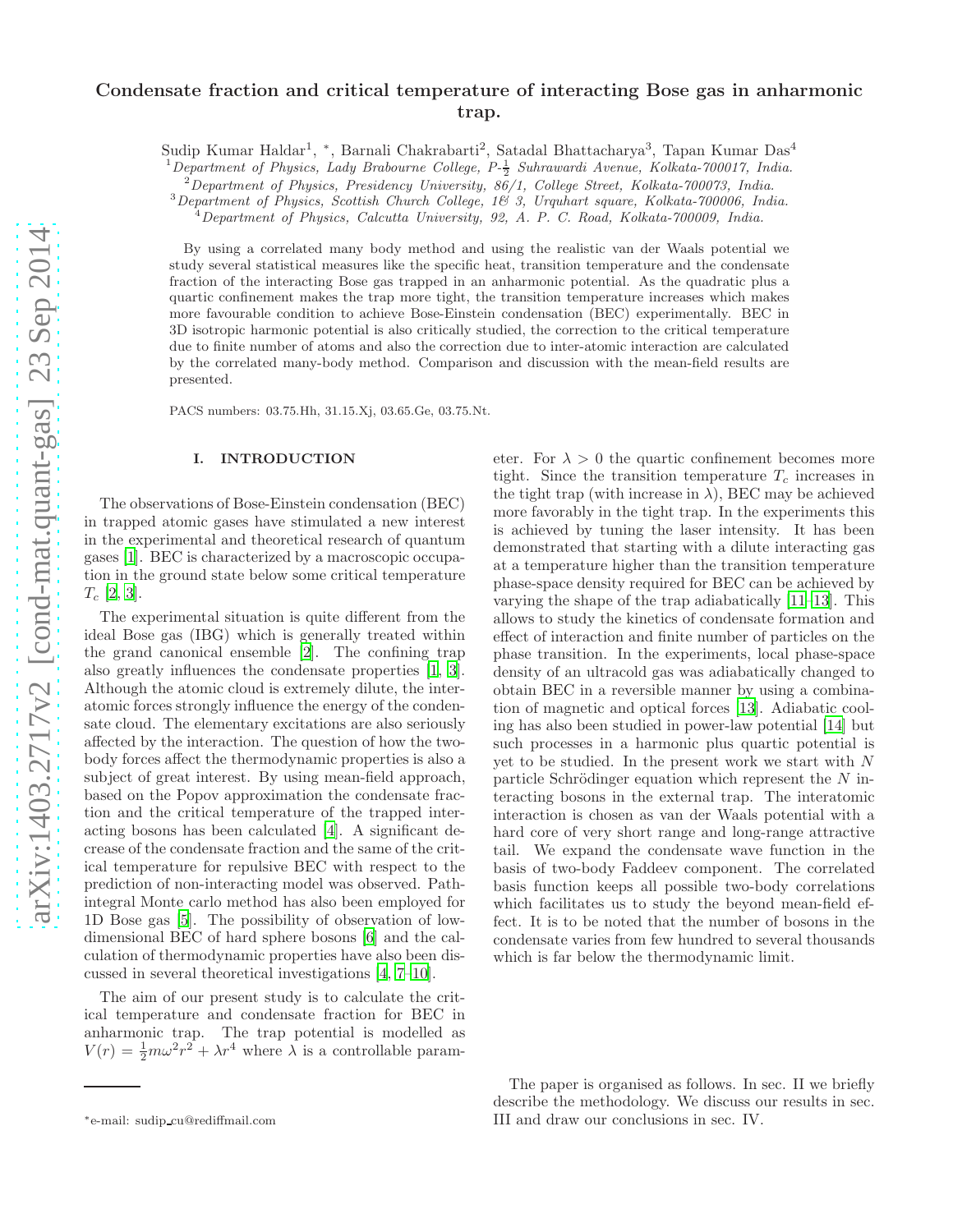# Condensate fraction and critical temperature of interacting Bose gas in anharmonic trap.

Sudip Kumar Haldar[1], *, Barnali Chakrabarti[2], Satadal Bhattacharya[3], Tapan Kumar Das[4]

[1]*Department of Physics, Lady Brabourne College, P-$\frac{1}{2}$ Suhrawardi Avenue, Kolkata-700017, India.*
[2]*Department of Physics, Presidency University, 86/1, College Street, Kolkata-700073, India.*
[3]*Department of Physics, Scottish Church College, 1& 3, Urquhart square, Kolkata-700006, India.*
[4]*Department of Physics, Calcutta University, 92, A. P. C. Road, Kolkata-700009, India.*

By using a correlated many body method and using the realistic van der Waals potential we study several statistical measures like the specific heat, transition temperature and the condensate fraction of the interacting Bose gas trapped in an anharmonic potential. As the quadratic plus a quartic confinement makes the trap more tight, the transition temperature increases which makes more favourable condition to achieve Bose-Einstein condensation (BEC) experimentally. BEC in 3D isotropic harmonic potential is also critically studied, the correction to the critical temperature due to finite number of atoms and also the correction due to inter-atomic interaction are calculated by the correlated many-body method. Comparison and discussion with the mean-field results are presented.

PACS numbers: 03.75.Hh, 31.15.Xj, 03.65.Ge, 03.75.Nt.

## I. INTRODUCTION

The observations of Bose-Einstein condensation (BEC) in trapped atomic gases have stimulated a new interest in the experimental and theoretical research of quantum gases [1]. BEC is characterized by a macroscopic occupation in the ground state below some critical temperature $T_c$ [2, 3].

The experimental situation is quite different from the ideal Bose gas (IBG) which is generally treated within the grand canonical ensemble [2]. The confining trap also greatly influences the condensate properties [1, 3]. Although the atomic cloud is extremely dilute, the interatomic forces strongly influence the energy of the condensate cloud. The elementary excitations are also seriously affected by the interaction. The question of how the two-body forces affect the thermodynamic properties is also a subject of great interest. By using mean-field approach, based on the Popov approximation the condensate fraction and the critical temperature of the trapped interacting bosons has been calculated [4]. A significant decrease of the condensate fraction and the same of the critical temperature for repulsive BEC with respect to the prediction of non-interacting model was observed. Path-integral Monte carlo method has also been employed for 1D Bose gas [5]. The possibility of observation of low-dimensional BEC of hard sphere bosons [6] and the calculation of thermodynamic properties have also been discussed in several theoretical investigations [4, 7–10].

The aim of our present study is to calculate the critical temperature and condensate fraction for BEC in anharmonic trap. The trap potential is modelled as $V(r) = \frac{1}{2}m\omega^2r^2 + \lambda r^4$ where $\lambda$ is a controllable parameter. For $\lambda > 0$ the quartic confinement becomes more tight. Since the transition temperature $T_c$ increases in the tight trap (with increase in $\lambda$), BEC may be achieved more favorably in the tight trap. In the experiments this is achieved by tuning the laser intensity. It has been demonstrated that starting with a dilute interacting gas at a temperature higher than the transition temperature phase-space density required for BEC can be achieved by varying the shape of the trap adiabatically [11–13]. This allows to study the kinetics of condensate formation and effect of interaction and finite number of particles on the phase transition. In the experiments, local phase-space density of an ultracold gas was adiabatically changed to obtain BEC in a reversible manner by using a combination of magnetic and optical forces [13]. Adiabatic cooling has also been studied in power-law potential [14] but such processes in a harmonic plus quartic potential is yet to be studied. In the present work we start with $N$ particle Schrödinger equation which represent the $N$ interacting bosons in the external trap. The interatomic interaction is chosen as van der Waals potential with a hard core of very short range and long-range attractive tail. We expand the condensate wave function in the basis of two-body Faddeev component. The correlated basis function keeps all possible two-body correlations which facilitates us to study the beyond mean-field effect. It is to be noted that the number of bosons in the condensate varies from few hundred to several thousands which is far below the thermodynamic limit.

The paper is organised as follows. In sec. II we briefly describe the methodology. We discuss our results in sec. III and draw our conclusions in sec. IV.

*e-mail: sudip_cu@rediffmail.com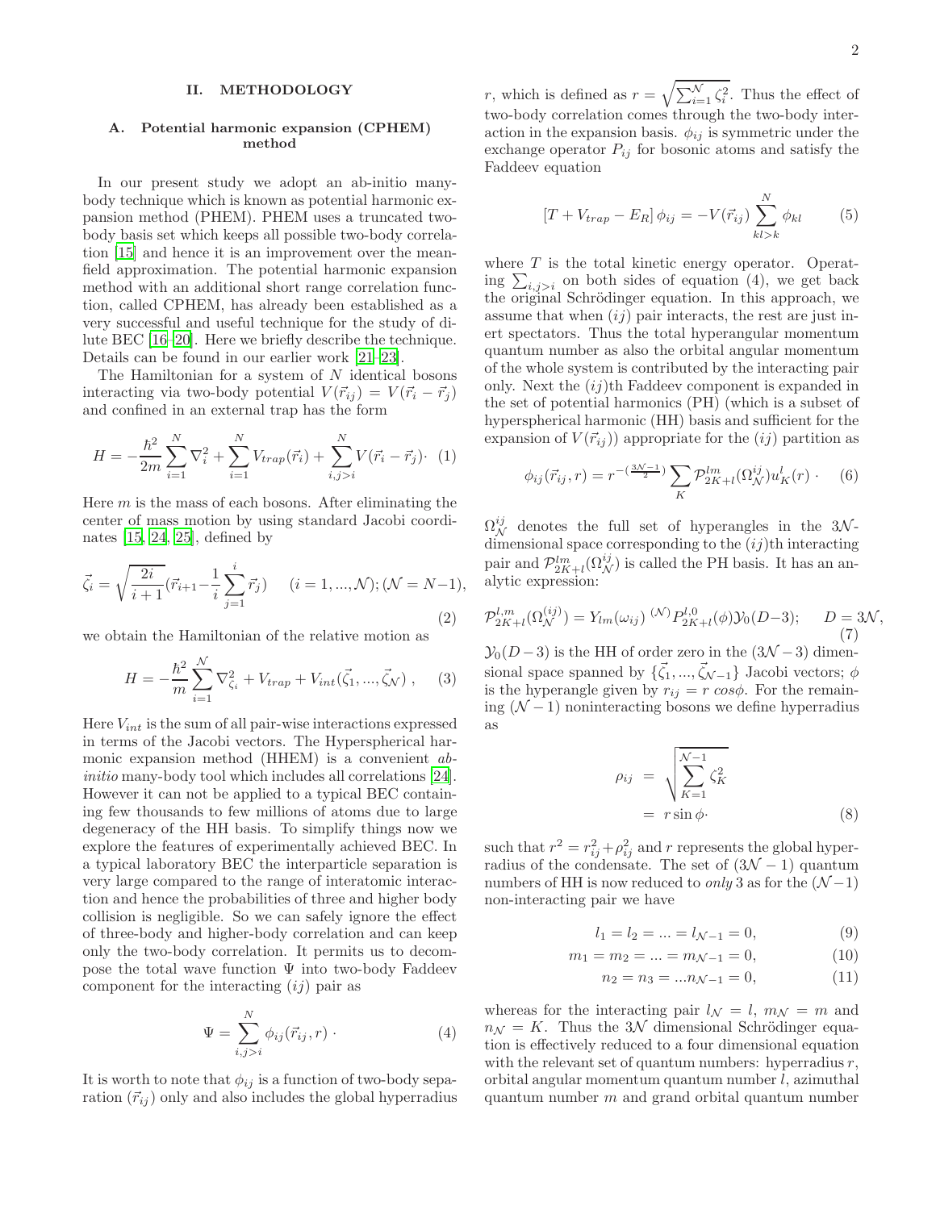## II. METHODOLOGY

### A. Potential harmonic expansion (CPHEM) method

In our present study we adopt an ab-initio many-body technique which is known as potential harmonic expansion method (PHEM). PHEM uses a truncated two-body basis set which keeps all possible two-body correlation [15] and hence it is an improvement over the mean-field approximation. The potential harmonic expansion method with an additional short range correlation function, called CPHEM, has already been established as a very successful and useful technique for the study of dilute BEC [16–20]. Here we briefly describe the technique. Details can be found in our earlier work [21–23].

The Hamiltonian for a system of $N$ identical bosons interacting via two-body potential $V(\vec{r}_{ij}) = V(\vec{r}_i - \vec{r}_j)$ and confined in an external trap has the form

$$H = -\frac{\hbar^2}{2m}\sum_{i=1}^{N}\nabla_i^2 + \sum_{i=1}^{N}V_{trap}(\vec{r}_i) + \sum_{i,j>i}^{N}V(\vec{r}_i - \vec{r}_j)\cdot \quad (1)$$

Here $m$ is the mass of each bosons. After eliminating the center of mass motion by using standard Jacobi coordinates [15, 24, 25], defined by

$$\vec{\zeta}_i = \sqrt{\frac{2i}{i+1}}(\vec{r}_{i+1} - \frac{1}{i}\sum_{j=1}^{i}\vec{r}_j) \quad (i = 1, ..., \mathcal{N}); (\mathcal{N} = N-1), \quad (2)$$

we obtain the Hamiltonian of the relative motion as

$$H = -\frac{\hbar^2}{m}\sum_{i=1}^{\mathcal{N}}\nabla_{\zeta_i}^2 + V_{trap} + V_{int}(\vec{\zeta}_1, ..., \vec{\zeta}_{\mathcal{N}}) \ , \quad (3)$$

Here $V_{int}$ is the sum of all pair-wise interactions expressed in terms of the Jacobi vectors. The Hyperspherical harmonic expansion method (HHEM) is a convenient *ab-initio* many-body tool which includes all correlations [24]. However it can not be applied to a typical BEC containing few thousands to few millions of atoms due to large degeneracy of the HH basis. To simplify things now we explore the features of experimentally achieved BEC. In a typical laboratory BEC the interparticle separation is very large compared to the range of interatomic interaction and hence the probabilities of three and higher body collision is negligible. So we can safely ignore the effect of three-body and higher-body correlation and can keep only the two-body correlation. It permits us to decompose the total wave function $\Psi$ into two-body Faddeev component for the interacting $(ij)$ pair as

$$\Psi = \sum_{i,j>i}^{N}\phi_{ij}(\vec{r}_{ij}, r) \cdot \quad (4)$$

It is worth to note that $\phi_{ij}$ is a function of two-body separation $(\vec{r}_{ij})$ only and also includes the global hyperradius $r$, which is defined as $r = \sqrt{\sum_{i=1}^{\mathcal{N}}\zeta_i^2}$. Thus the effect of two-body correlation comes through the two-body interaction in the expansion basis. $\phi_{ij}$ is symmetric under the exchange operator $P_{ij}$ for bosonic atoms and satisfy the Faddeev equation

$$\left[T + V_{trap} - E_R\right]\phi_{ij} = -V(\vec{r}_{ij})\sum_{kl>k}^{N}\phi_{kl} \quad (5)$$

where $T$ is the total kinetic energy operator. Operating $\sum_{i,j>i}$ on both sides of equation (4), we get back the original Schrödinger equation. In this approach, we assume that when $(ij)$ pair interacts, the rest are just inert spectators. Thus the total hyperangular momentum quantum number as also the orbital angular momentum of the whole system is contributed by the interacting pair only. Next the $(ij)$th Faddeev component is expanded in the set of potential harmonics (PH) (which is a subset of hyperspherical harmonic (HH) basis and sufficient for the expansion of $V(\vec{r}_{ij})$) appropriate for the $(ij)$ partition as

$$\phi_{ij}(\vec{r}_{ij}, r) = r^{-(\frac{3\mathcal{N}-1}{2})}\sum_K \mathcal{P}_{2K+l}^{lm}(\Omega_{\mathcal{N}}^{ij})u_K^l(r) \cdot \quad (6)$$

$\Omega_{\mathcal{N}}^{ij}$ denotes the full set of hyperangles in the $3\mathcal{N}$-dimensional space corresponding to the $(ij)$th interacting pair and $\mathcal{P}_{2K+l}^{lm}(\Omega_{\mathcal{N}}^{ij})$ is called the PH basis. It has an analytic expression:

$$\mathcal{P}_{2K+l}^{l,m}(\Omega_{\mathcal{N}}^{(ij)}) = Y_{lm}(\omega_{ij})\ ^{(\mathcal{N})}P_{2K+l}^{l,0}(\phi)\mathcal{Y}_0(D-3); \qquad D = 3\mathcal{N}, \quad (7)$$

$\mathcal{Y}_0(D-3)$ is the HH of order zero in the $(3\mathcal{N}-3)$ dimensional space spanned by $\{\vec{\zeta}_1, ..., \vec{\zeta}_{\mathcal{N}-1}\}$ Jacobi vectors; $\phi$ is the hyperangle given by $r_{ij} = r\cos\phi$. For the remaining $(\mathcal{N}-1)$ noninteracting bosons we define hyperradius as

$$\begin{aligned}\rho_{ij} &= \sqrt{\sum_{K=1}^{\mathcal{N}-1}\zeta_K^2} \\ &= r\sin\phi\cdot\end{aligned} \quad (8)$$

such that $r^2 = r_{ij}^2 + \rho_{ij}^2$ and $r$ represents the global hyperradius of the condensate. The set of $(3\mathcal{N}-1)$ quantum numbers of HH is now reduced to *only* 3 as for the $(\mathcal{N}-1)$ non-interacting pair we have

$$l_1 = l_2 = ... = l_{\mathcal{N}-1} = 0, \quad (9)$$

$$m_1 = m_2 = ... = m_{\mathcal{N}-1} = 0, \quad (10)$$

$$n_2 = n_3 = ... n_{\mathcal{N}-1} = 0, \quad (11)$$

whereas for the interacting pair $l_{\mathcal{N}} = l$, $m_{\mathcal{N}} = m$ and $n_{\mathcal{N}} = K$. Thus the $3\mathcal{N}$ dimensional Schrödinger equation is effectively reduced to a four dimensional equation with the relevant set of quantum numbers: hyperradius $r$, orbital angular momentum quantum number $l$, azimuthal quantum number $m$ and grand orbital quantum number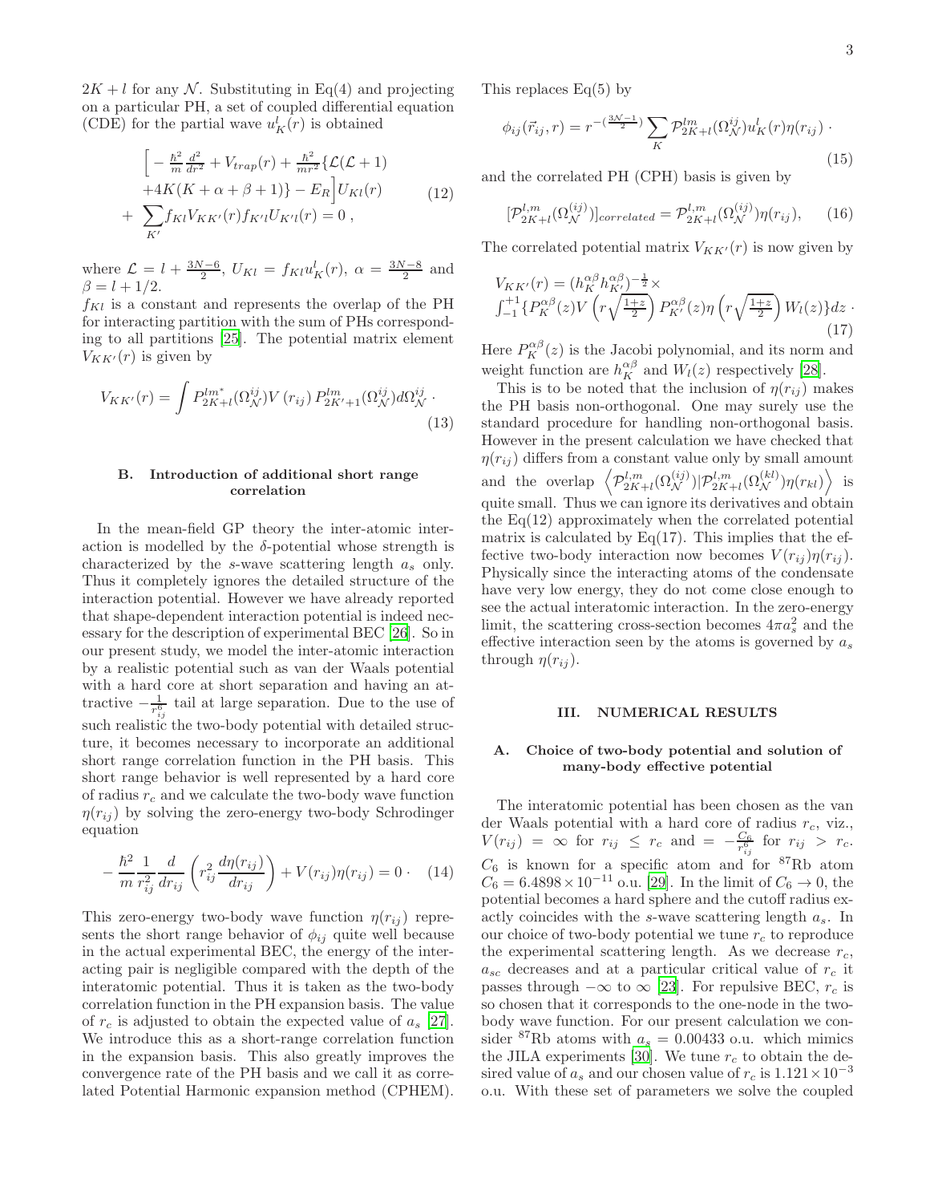$2K+l$ for any $\mathcal{N}$. Substituting in Eq(4) and projecting on a particular PH, a set of coupled differential equation (CDE) for the partial wave $u_K^l(r)$ is obtained

$$
\begin{aligned}
&\Big[ -\tfrac{\hbar^2}{m}\tfrac{d^2}{dr^2} + V_{trap}(r) + \tfrac{\hbar^2}{mr^2}\{\mathcal{L}(\mathcal{L}+1) \\
&+4K(K+\alpha+\beta+1)\} - E_R\Big] U_{Kl}(r) \\
&+ \sum_{K'} f_{Kl} V_{KK'}(r) f_{K'l} U_{K'l}(r) = 0 \,,
\end{aligned}
\tag{12}
$$

where $\mathcal{L} = l + \frac{3N-6}{2}$, $U_{Kl} = f_{Kl} u_K^l(r)$, $\alpha = \frac{3N-8}{2}$ and $\beta = l + 1/2$.

$f_{Kl}$ is a constant and represents the overlap of the PH for interacting partition with the sum of PHs corresponding to all partitions [25]. The potential matrix element $V_{KK'}(r)$ is given by

$$
V_{KK'}(r) = \int P_{2K+l}^{lm^*}(\Omega_{\mathcal{N}}^{ij}) V(r_{ij}) P_{2K'+1}^{lm}(\Omega_{\mathcal{N}}^{ij}) d\Omega_{\mathcal{N}}^{ij} \,\cdot
\tag{13}
$$

### B. Introduction of additional short range correlation

In the mean-field GP theory the inter-atomic interaction is modelled by the $\delta$-potential whose strength is characterized by the $s$-wave scattering length $a_s$ only. Thus it completely ignores the detailed structure of the interaction potential. However we have already reported that shape-dependent interaction potential is indeed necessary for the description of experimental BEC [26]. So in our present study, we model the inter-atomic interaction by a realistic potential such as van der Waals potential with a hard core at short separation and having an attractive $-\frac{1}{r_{ij}^6}$ tail at large separation. Due to the use of such realistic the two-body potential with detailed structure, it becomes necessary to incorporate an additional short range correlation function in the PH basis. This short range behavior is well represented by a hard core of radius $r_c$ and we calculate the two-body wave function $\eta(r_{ij})$ by solving the zero-energy two-body Schrodinger equation

$$
-\frac{\hbar^2}{m}\frac{1}{r_{ij}^2}\frac{d}{dr_{ij}}\left(r_{ij}^2 \frac{d\eta(r_{ij})}{dr_{ij}}\right) + V(r_{ij})\eta(r_{ij}) = 0 \,\cdot
\tag{14}
$$

This zero-energy two-body wave function $\eta(r_{ij})$ represents the short range behavior of $\phi_{ij}$ quite well because in the actual experimental BEC, the energy of the interacting pair is negligible compared with the depth of the interatomic potential. Thus it is taken as the two-body correlation function in the PH expansion basis. The value of $r_c$ is adjusted to obtain the expected value of $a_s$ [27]. We introduce this as a short-range correlation function in the expansion basis. This also greatly improves the convergence rate of the PH basis and we call it as correlated Potential Harmonic expansion method (CPHEM).

This replaces Eq(5) by

$$
\phi_{ij}(\vec{r}_{ij}, r) = r^{-(\frac{3\mathcal{N}-1}{2})} \sum_K \mathcal{P}_{2K+l}^{lm}(\Omega_{\mathcal{N}}^{ij}) u_K^l(r) \eta(r_{ij}) \,\cdot
\tag{15}
$$

and the correlated PH (CPH) basis is given by

$$
[\mathcal{P}_{2K+l}^{l,m}(\Omega_{\mathcal{N}}^{(ij)})]_{correlated} = \mathcal{P}_{2K+l}^{l,m}(\Omega_{\mathcal{N}}^{(ij)})\eta(r_{ij}),
\tag{16}
$$

The correlated potential matrix $V_{KK'}(r)$ is now given by

$$
\begin{aligned}
&V_{KK'}(r) = (h_K^{\alpha\beta} h_{K'}^{\alpha\beta})^{-\frac{1}{2}} \times \\
&\int_{-1}^{+1} \{P_K^{\alpha\beta}(z) V\left(r\sqrt{\tfrac{1+z}{2}}\right) P_{K'}^{\alpha\beta}(z) \eta\left(r\sqrt{\tfrac{1+z}{2}}\right) W_l(z)\} dz \,\cdot
\end{aligned}
\tag{17}
$$

Here $P_K^{\alpha\beta}(z)$ is the Jacobi polynomial, and its norm and weight function are $h_K^{\alpha\beta}$ and $W_l(z)$ respectively [28].

This is to be noted that the inclusion of $\eta(r_{ij})$ makes the PH basis non-orthogonal. One may surely use the standard procedure for handling non-orthogonal basis. However in the present calculation we have checked that $\eta(r_{ij})$ differs from a constant value only by small amount and the overlap $\left\langle \mathcal{P}_{2K+l}^{l,m}(\Omega_{\mathcal{N}}^{(ij)}) | \mathcal{P}_{2K+l}^{l,m}(\Omega_{\mathcal{N}}^{(kl)}) \eta(r_{kl}) \right\rangle$ is quite small. Thus we can ignore its derivatives and obtain the Eq(12) approximately when the correlated potential matrix is calculated by Eq(17). This implies that the effective two-body interaction now becomes $V(r_{ij})\eta(r_{ij})$. Physically since the interacting atoms of the condensate have very low energy, they do not come close enough to see the actual interatomic interaction. In the zero-energy limit, the scattering cross-section becomes $4\pi a_s^2$ and the effective interaction seen by the atoms is governed by $a_s$ through $\eta(r_{ij})$.

## III. NUMERICAL RESULTS

### A. Choice of two-body potential and solution of many-body effective potential

The interatomic potential has been chosen as the van der Waals potential with a hard core of radius $r_c$, viz., $V(r_{ij}) = \infty$ for $r_{ij} \leq r_c$ and $= -\frac{C_6}{r_{ij}^6}$ for $r_{ij} > r_c$. $C_6$ is known for a specific atom and for $^{87}$Rb atom $C_6 = 6.4898 \times 10^{-11}$ o.u. [29]. In the limit of $C_6 \to 0$, the potential becomes a hard sphere and the cutoff radius exactly coincides with the $s$-wave scattering length $a_s$. In our choice of two-body potential we tune $r_c$ to reproduce the experimental scattering length. As we decrease $r_c$, $a_{sc}$ decreases and at a particular critical value of $r_c$ it passes through $-\infty$ to $\infty$ [23]. For repulsive BEC, $r_c$ is so chosen that it corresponds to the one-node in the two-body wave function. For our present calculation we consider $^{87}$Rb atoms with $a_s = 0.00433$ o.u. which mimics the JILA experiments [30]. We tune $r_c$ to obtain the desired value of $a_s$ and our chosen value of $r_c$ is $1.121 \times 10^{-3}$ o.u. With these set of parameters we solve the coupled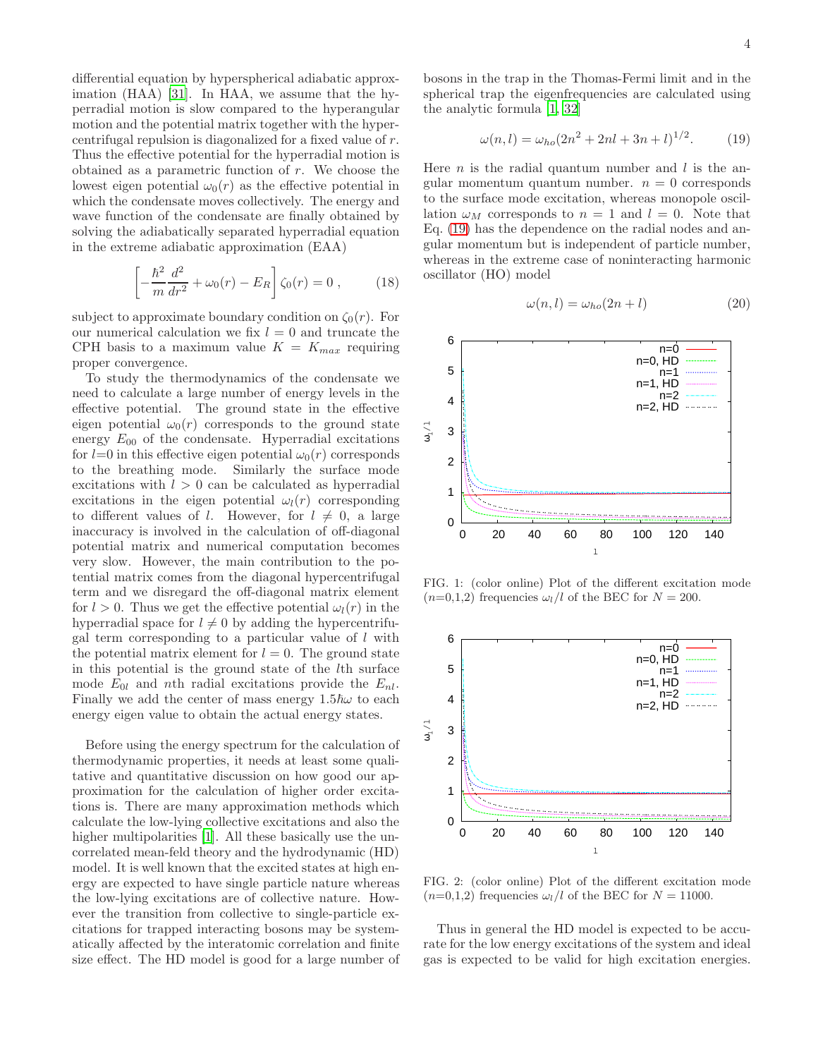differential equation by hyperspherical adiabatic approximation (HAA) [31]. In HAA, we assume that the hyperradial motion is slow compared to the hyperangular motion and the potential matrix together with the hypercentrifugal repulsion is diagonalized for a fixed value of $r$. Thus the effective potential for the hyperradial motion is obtained as a parametric function of $r$. We choose the lowest eigen potential $\omega_0(r)$ as the effective potential in which the condensate moves collectively. The energy and wave function of the condensate are finally obtained by solving the adiabatically separated hyperradial equation in the extreme adiabatic approximation (EAA)

$$\left[-\frac{\hbar^2}{m}\frac{d^2}{dr^2} + \omega_0(r) - E_R\right]\zeta_0(r) = 0\ , \qquad (18)$$

subject to approximate boundary condition on $\zeta_0(r)$. For our numerical calculation we fix $l = 0$ and truncate the CPH basis to a maximum value $K = K_{max}$ requiring proper convergence.

To study the thermodynamics of the condensate we need to calculate a large number of energy levels in the effective potential. The ground state in the effective eigen potential $\omega_0(r)$ corresponds to the ground state energy $E_{00}$ of the condensate. Hyperradial excitations for $l$=0 in this effective eigen potential $\omega_0(r)$ corresponds to the breathing mode. Similarly the surface mode excitations with $l > 0$ can be calculated as hyperradial excitations in the eigen potential $\omega_l(r)$ corresponding to different values of $l$. However, for $l \neq 0$, a large inaccuracy is involved in the calculation of off-diagonal potential matrix and numerical computation becomes very slow. However, the main contribution to the potential matrix comes from the diagonal hypercentrifugal term and we disregard the off-diagonal matrix element for $l > 0$. Thus we get the effective potential $\omega_l(r)$ in the hyperradial space for $l \neq 0$ by adding the hypercentrifugal term corresponding to a particular value of $l$ with the potential matrix element for $l = 0$. The ground state in this potential is the ground state of the $l$th surface mode $E_{0l}$ and $n$th radial excitations provide the $E_{nl}$. Finally we add the center of mass energy $1.5\hbar\omega$ to each energy eigen value to obtain the actual energy states.

Before using the energy spectrum for the calculation of thermodynamic properties, it needs at least some qualitative and quantitative discussion on how good our approximation for the calculation of higher order excitations is. There are many approximation methods which calculate the low-lying collective excitations and also the higher multipolarities [1]. All these basically use the uncorrelated mean-feld theory and the hydrodynamic (HD) model. It is well known that the excited states at high energy are expected to have single particle nature whereas the low-lying excitations are of collective nature. However the transition from collective to single-particle excitations for trapped interacting bosons may be systematically affected by the interatomic correlation and finite size effect. The HD model is good for a large number of bosons in the trap in the Thomas-Fermi limit and in the spherical trap the eigenfrequencies are calculated using the analytic formula [1, 32]

$$\omega(n,l) = \omega_{ho}(2n^2 + 2nl + 3n + l)^{1/2}. \qquad (19)$$

Here $n$ is the radial quantum number and $l$ is the angular momentum quantum number. $n = 0$ corresponds to the surface mode excitation, whereas monopole oscillation $\omega_M$ corresponds to $n = 1$ and $l = 0$. Note that Eq. (19) has the dependence on the radial nodes and angular momentum but is independent of particle number, whereas in the extreme case of noninteracting harmonic oscillator (HO) model

$$\omega(n,l) = \omega_{ho}(2n + l) \qquad (20)$$

FIG. 1: (color online) Plot of the different excitation mode ($n$=0,1,2) frequencies $\omega_l/l$ of the BEC for $N = 200$.

FIG. 2: (color online) Plot of the different excitation mode ($n$=0,1,2) frequencies $\omega_l/l$ of the BEC for $N = 11000$.

Thus in general the HD model is expected to be accurate for the low energy excitations of the system and ideal gas is expected to be valid for high excitation energies.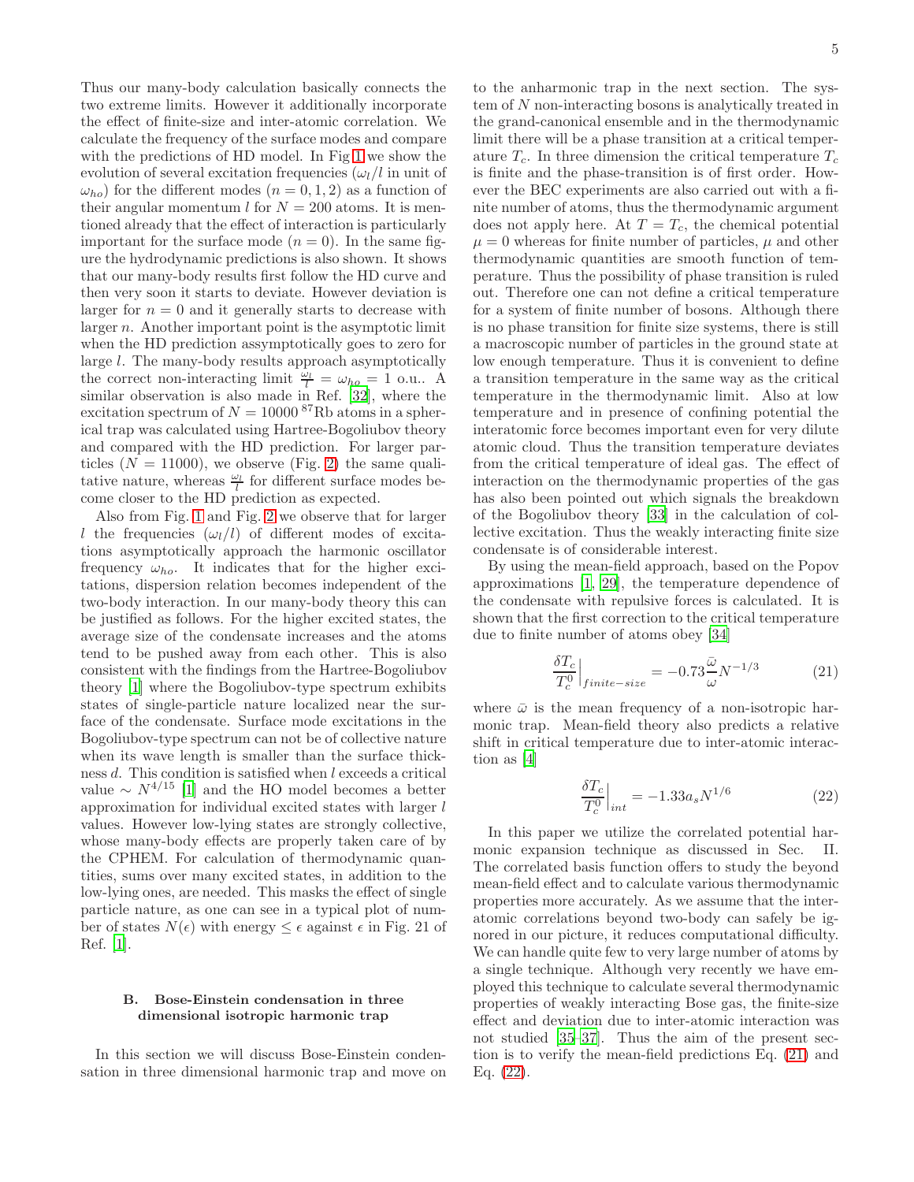Thus our many-body calculation basically connects the two extreme limits. However it additionally incorporate the effect of finite-size and inter-atomic correlation. We calculate the frequency of the surface modes and compare with the predictions of HD model. In Fig 1 we show the evolution of several excitation frequencies ($\omega_l/l$ in unit of $\omega_{ho}$) for the different modes ($n = 0, 1, 2$) as a function of their angular momentum $l$ for $N = 200$ atoms. It is mentioned already that the effect of interaction is particularly important for the surface mode ($n = 0$). In the same figure the hydrodynamic predictions is also shown. It shows that our many-body results first follow the HD curve and then very soon it starts to deviate. However deviation is larger for $n = 0$ and it generally starts to decrease with larger $n$. Another important point is the asymptotic limit when the HD prediction assyymptotically goes to zero for large $l$. The many-body results approach asymptotically the correct non-interacting limit $\frac{\omega_l}{l} = \omega_{ho} = 1$ o.u.. A similar observation is also made in Ref. [32], where the excitation spectrum of $N = 10000$ $^{87}$Rb atoms in a spherical trap was calculated using Hartree-Bogoliubov theory and compared with the HD prediction. For larger particles ($N = 11000$), we observe (Fig. 2) the same qualitative nature, whereas $\frac{\omega_l}{l}$ for different surface modes become closer to the HD prediction as expected.

Also from Fig. 1 and Fig. 2 we observe that for larger $l$ the frequencies ($\omega_l/l$) of different modes of excitations asymptotically approach the harmonic oscillator frequency $\omega_{ho}$. It indicates that for the higher excitations, dispersion relation becomes independent of the two-body interaction. In our many-body theory this can be justified as follows. For the higher excited states, the average size of the condensate increases and the atoms tend to be pushed away from each other. This is also consistent with the findings from the Hartree-Bogoliubov theory [1] where the Bogoliubov-type spectrum exhibits states of single-particle nature localized near the surface of the condensate. Surface mode excitations in the Bogoliubov-type spectrum can not be of collective nature when its wave length is smaller than the surface thickness $d$. This condition is satisfied when $l$ exceeds a critical value $\sim N^{4/15}$ [1] and the HO model becomes a better approximation for individual excited states with larger $l$ values. However low-lying states are strongly collective, whose many-body effects are properly taken care of by the CPHEM. For calculation of thermodynamic quantities, sums over many excited states, in addition to the low-lying ones, are needed. This masks the effect of single particle nature, as one can see in a typical plot of number of states $N(\epsilon)$ with energy $\leq \epsilon$ against $\epsilon$ in Fig. 21 of Ref. [1].

### B. Bose-Einstein condensation in three dimensional isotropic harmonic trap

In this section we will discuss Bose-Einstein condensation in three dimensional harmonic trap and move on to the anharmonic trap in the next section. The system of $N$ non-interacting bosons is analytically treated in the grand-canonical ensemble and in the thermodynamic limit there will be a phase transition at a critical temperature $T_c$. In three dimension the critical temperature $T_c$ is finite and the phase-transition is of first order. However the BEC experiments are also carried out with a finite number of atoms, thus the thermodynamic argument does not apply here. At $T = T_c$, the chemical potential $\mu = 0$ whereas for finite number of particles, $\mu$ and other thermodynamic quantities are smooth function of temperature. Thus the possibility of phase transition is ruled out. Therefore one can not define a critical temperature for a system of finite number of bosons. Although there is no phase transition for finite size systems, there is still a macroscopic number of particles in the ground state at low enough temperature. Thus it is convenient to define a transition temperature in the same way as the critical temperature in the thermodynamic limit. Also at low temperature and in presence of confining potential the interatomic force becomes important even for very dilute atomic cloud. Thus the transition temperature deviates from the critical temperature of ideal gas. The effect of interaction on the thermodynamic properties of the gas has also been pointed out which signals the breakdown of the Bogoliubov theory [33] in the calculation of collective excitation. Thus the weakly interacting finite size condensate is of considerable interest.

By using the mean-field approach, based on the Popov approximations [1, 29], the temperature dependence of the condensate with repulsive forces is calculated. It is shown that the first correction to the critical temperature due to finite number of atoms obey [34]

$$\frac{\delta T_c}{T_c^0}\Big|_{finite-size} = -0.73\frac{\bar{\omega}}{\omega}N^{-1/3} \qquad (21)$$

where $\bar{\omega}$ is the mean frequency of a non-isotropic harmonic trap. Mean-field theory also predicts a relative shift in critical temperature due to inter-atomic interaction as [4]

$$\frac{\delta T_c}{T_c^0}\Big|_{int} = -1.33a_s N^{1/6} \qquad (22)$$

In this paper we utilize the correlated potential harmonic expansion technique as discussed in Sec. II. The correlated basis function offers to study the beyond mean-field effect and to calculate various thermodynamic properties more accurately. As we assume that the interatomic correlations beyond two-body can safely be ignored in our picture, it reduces computational difficulty. We can handle quite few to very large number of atoms by a single technique. Although very recently we have employed this technique to calculate several thermodynamic properties of weakly interacting Bose gas, the finite-size effect and deviation due to inter-atomic interaction was not studied [35–37]. Thus the aim of the present section is to verify the mean-field predictions Eq. (21) and Eq. (22).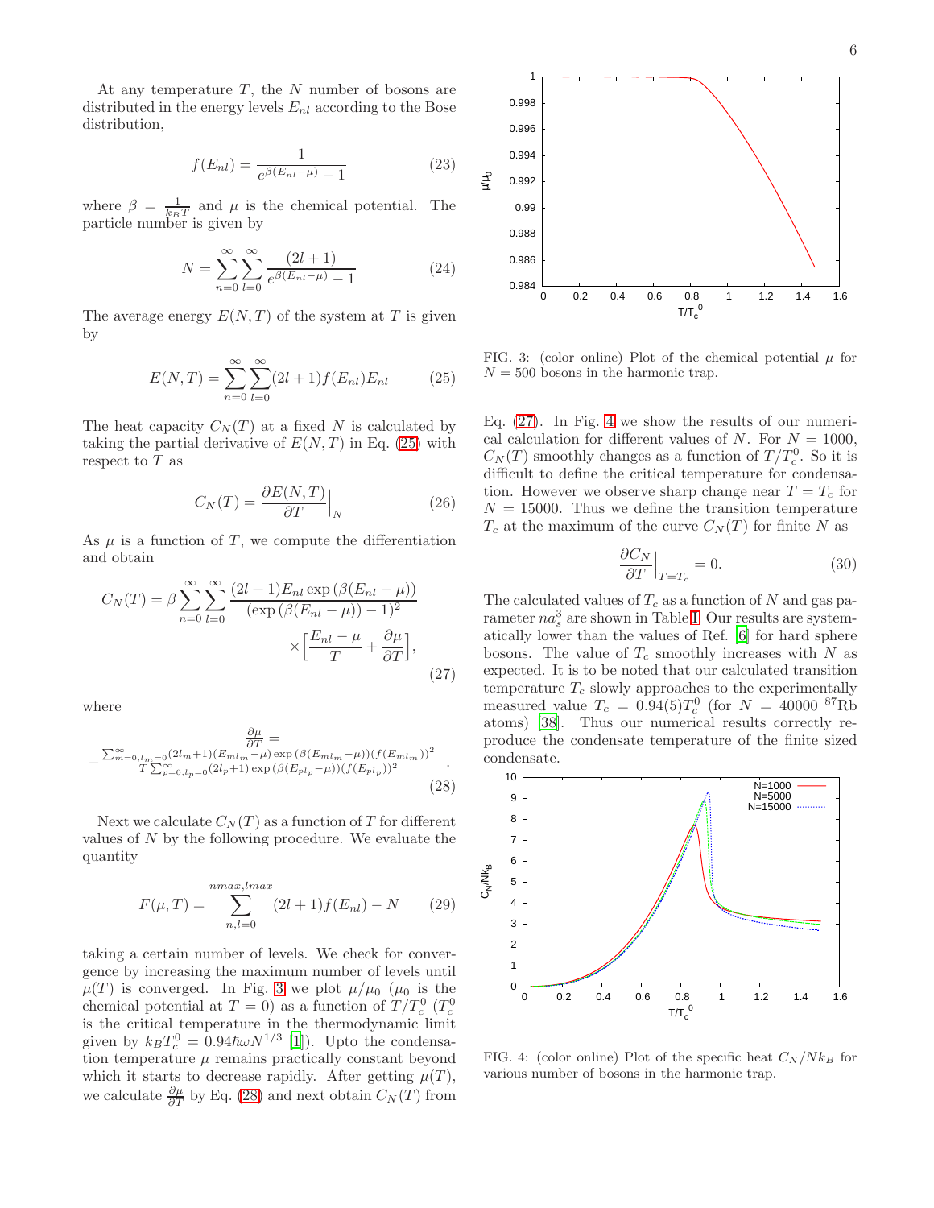At any temperature $T$, the $N$ number of bosons are distributed in the energy levels $E_{nl}$ according to the Bose distribution,

$$f(E_{nl}) = \frac{1}{e^{\beta(E_{nl}-\mu)} - 1} \tag{23}$$

where $\beta = \frac{1}{k_B T}$ and $\mu$ is the chemical potential. The particle number is given by

$$N = \sum_{n=0}^{\infty}\sum_{l=0}^{\infty} \frac{(2l+1)}{e^{\beta(E_{nl}-\mu)} - 1} \tag{24}$$

The average energy $E(N,T)$ of the system at $T$ is given by

$$E(N,T) = \sum_{n=0}^{\infty}\sum_{l=0}^{\infty}(2l+1) f(E_{nl}) E_{nl} \tag{25}$$

The heat capacity $C_N(T)$ at a fixed $N$ is calculated by taking the partial derivative of $E(N,T)$ in Eq. (25) with respect to $T$ as

$$C_N(T) = \frac{\partial E(N,T)}{\partial T}\Big|_N \tag{26}$$

As $\mu$ is a function of $T$, we compute the differentiation and obtain

$$C_N(T) = \beta \sum_{n=0}^{\infty}\sum_{l=0}^{\infty} \frac{(2l+1)E_{nl}\exp\left(\beta(E_{nl}-\mu)\right)}{\left(\exp\left(\beta(E_{nl}-\mu)\right)-1\right)^2} \times \Big[\frac{E_{nl}-\mu}{T} + \frac{\partial \mu}{\partial T}\Big], \tag{27}$$

where

$$\frac{\partial \mu}{\partial T} = -\frac{\sum_{m=0,l_m=0}^{\infty}(2l_m+1)(E_{ml_m}-\mu)\exp\left(\beta(E_{ml_m}-\mu)\right)(f(E_{ml_m}))^2}{T\sum_{p=0,l_p=0}^{\infty}(2l_p+1)\exp\left(\beta(E_{pl_p}-\mu)\right)(f(E_{pl_p}))^2}. \tag{28}$$

Next we calculate $C_N(T)$ as a function of $T$ for different values of $N$ by the following procedure. We evaluate the quantity

$$F(\mu,T) = \sum_{n,l=0}^{nmax,lmax}(2l+1) f(E_{nl}) - N \tag{29}$$

taking a certain number of levels. We check for convergence by increasing the maximum number of levels until $\mu(T)$ is converged. In Fig. 3 we plot $\mu/\mu_0$ ($\mu_0$ is the chemical potential at $T=0$) as a function of $T/T_c^0$ ($T_c^0$ is the critical temperature in the thermodynamic limit given by $k_B T_c^0 = 0.94\hbar\omega N^{1/3}$ [1]). Upto the condensation temperature $\mu$ remains practically constant beyond which it starts to decrease rapidly. After getting $\mu(T)$, we calculate $\frac{\partial \mu}{\partial T}$ by Eq. (28) and next obtain $C_N(T)$ from Eq. (27). In Fig. 4 we show the results of our numerical calculation for different values of $N$. For $N = 1000$, $C_N(T)$ smoothly changes as a function of $T/T_c^0$. So it is difficult to define the critical temperature for condensation. However we observe sharp change near $T = T_c$ for $N = 15000$. Thus we define the transition temperature $T_c$ at the maximum of the curve $C_N(T)$ for finite $N$ as

$$\frac{\partial C_N}{\partial T}\Big|_{T=T_c} = 0. \tag{30}$$

The calculated values of $T_c$ as a function of $N$ and gas parameter $na_s^3$ are shown in Table I. Our results are systematically lower than the values of Ref. [6] for hard sphere bosons. The value of $T_c$ smoothly increases with $N$ as expected. It is to be noted that our calculated transition temperature $T_c$ slowly approaches to the experimentally measured value $T_c = 0.94(5)T_c^0$ (for $N = 40000$ $^{87}$Rb atoms) [38]. Thus our numerical results correctly reproduce the condensate temperature of the finite sized condensate.

FIG. 3: (color online) Plot of the chemical potential $\mu$ for $N = 500$ bosons in the harmonic trap.

FIG. 4: (color online) Plot of the specific heat $C_N/Nk_B$ for various number of bosons in the harmonic trap.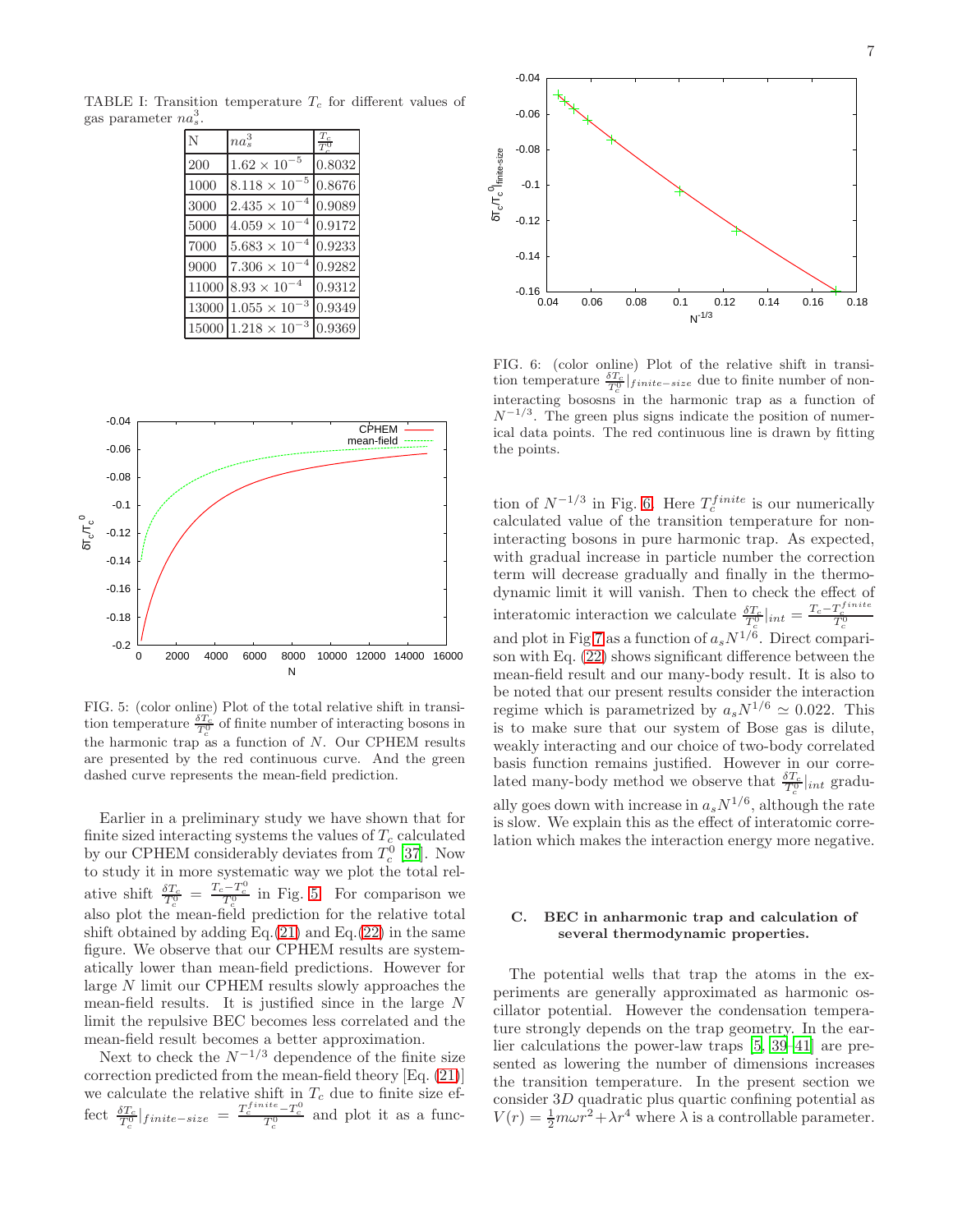TABLE I: Transition temperature $T_c$ for different values of gas parameter $na_s^3$.

| N | $na_s^3$ | $\frac{T_c}{T_c^0}$ |
|---|---|---|
| 200 | $1.62 \times 10^{-5}$ | 0.8032 |
| 1000 | $8.118 \times 10^{-5}$ | 0.8676 |
| 3000 | $2.435 \times 10^{-4}$ | 0.9089 |
| 5000 | $4.059 \times 10^{-4}$ | 0.9172 |
| 7000 | $5.683 \times 10^{-4}$ | 0.9233 |
| 9000 | $7.306 \times 10^{-4}$ | 0.9282 |
| 11000 | $8.93 \times 10^{-4}$ | 0.9312 |
| 13000 | $1.055 \times 10^{-3}$ | 0.9349 |
| 15000 | $1.218 \times 10^{-3}$ | 0.9369 |

FIG. 5: (color online) Plot of the total relative shift in transition temperature $\frac{\delta T_c}{T_c^0}$ of finite number of interacting bosons in the harmonic trap as a function of $N$. Our CPHEM results are presented by the red continuous curve. And the green dashed curve represents the mean-field prediction.

Earlier in a preliminary study we have shown that for finite sized interacting systems the values of $T_c$ calculated by our CPHEM considerably deviates from $T_c^0$ [37]. Now to study it in more systematic way we plot the total relative shift $\frac{\delta T_c}{T_c^0} = \frac{T_c - T_c^0}{T_c^0}$ in Fig. 5. For comparison we also plot the mean-field prediction for the relative total shift obtained by adding Eq.(21) and Eq.(22) in the same figure. We observe that our CPHEM results are systematically lower than mean-field predictions. However for large $N$ limit our CPHEM results slowly approaches the mean-field results. It is justified since in the large $N$ limit the repulsive BEC becomes less correlated and the mean-field result becomes a better approximation.

Next to check the $N^{-1/3}$ dependence of the finite size correction predicted from the mean-field theory [Eq. (21)] we calculate the relative shift in $T_c$ due to finite size effect $\frac{\delta T_c}{T_c^0}|_{finite-size} = \frac{T_c^{finite} - T_c^0}{T_c^0}$ and plot it as a function of $N^{-1/3}$ in Fig. 6. Here $T_c^{finite}$ is our numerically calculated value of the transition temperature for non-interacting bosons in pure harmonic trap. As expected, with gradual increase in particle number the correction term will decrease gradually and finally in the thermodynamic limit it will vanish. Then to check the effect of interatomic interaction we calculate $\frac{\delta T_c}{T_c^0}|_{int} = \frac{T_c - T_c^{finite}}{T_c^0}$ and plot in Fig.7 as a function of $a_s N^{1/6}$. Direct comparison with Eq. (22) shows significant difference between the mean-field result and our many-body result. It is also to be noted that our present results consider the interaction regime which is parametrized by $a_s N^{1/6} \simeq 0.022$. This is to make sure that our system of Bose gas is dilute, weakly interacting and our choice of two-body correlated basis function remains justified. However in our correlated many-body method we observe that $\frac{\delta T_c}{T_c^0}|_{int}$ gradually goes down with increase in $a_s N^{1/6}$, although the rate is slow. We explain this as the effect of interatomic correlation which makes the interaction energy more negative.

FIG. 6: (color online) Plot of the relative shift in transition temperature $\frac{\delta T_c}{T_c^0}|_{finite-size}$ due to finite number of non-interacting bososns in the harmonic trap as a function of $N^{-1/3}$. The green plus signs indicate the position of numerical data points. The red continuous line is drawn by fitting the points.

### C. BEC in anharmonic trap and calculation of several thermodynamic properties.

The potential wells that trap the atoms in the experiments are generally approximated as harmonic oscillator potential. However the condensation temperature strongly depends on the trap geometry. In the earlier calculations the power-law traps [5, 39–41] are presented as lowering the number of dimensions increases the transition temperature. In the present section we consider $3D$ quadratic plus quartic confining potential as $V(r) = \frac{1}{2}m\omega r^2 + \lambda r^4$ where $\lambda$ is a controllable parameter.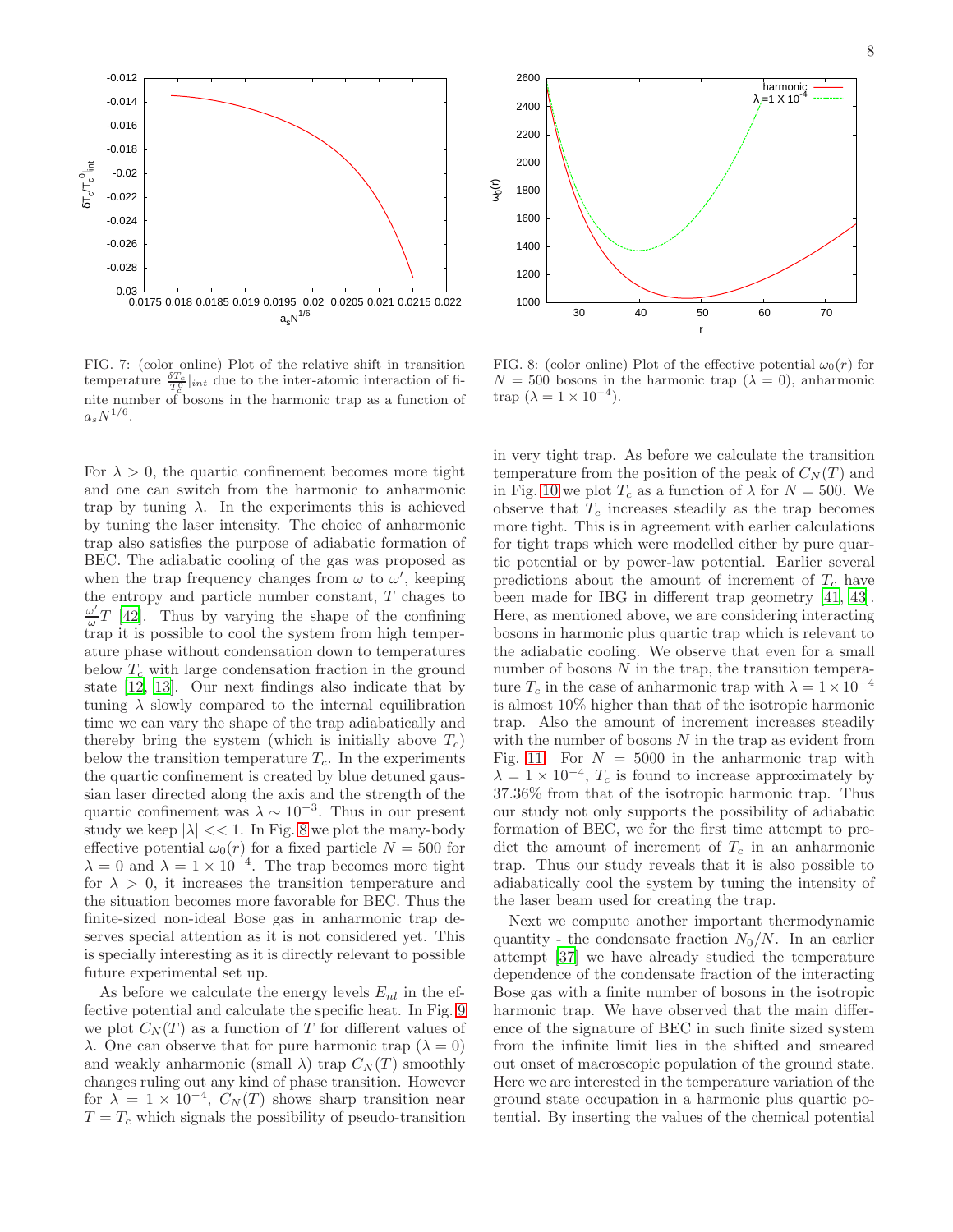FIG. 7: (color online) Plot of the relative shift in transition temperature $\frac{\delta T_c}{T_c^0}|_{int}$ due to the inter-atomic interaction of finite number of bosons in the harmonic trap as a function of $a_s N^{1/6}$.

FIG. 8: (color online) Plot of the effective potential $\omega_0(r)$ for $N = 500$ bosons in the harmonic trap ($\lambda = 0$), anharmonic trap ($\lambda = 1 \times 10^{-4}$).

For $\lambda > 0$, the quartic confinement becomes more tight and one can switch from the harmonic to anharmonic trap by tuning $\lambda$. In the experiments this is achieved by tuning the laser intensity. The choice of anharmonic trap also satisfies the purpose of adiabatic formation of BEC. The adiabatic cooling of the gas was proposed as when the trap frequency changes from $\omega$ to $\omega'$, keeping the entropy and particle number constant, $T$ chages to $\frac{\omega'}{\omega} T$ [42]. Thus by varying the shape of the confining trap it is possible to cool the system from high temperature phase without condensation down to temperatures below $T_c$ with large condensation fraction in the ground state [12, 13]. Our next findings also indicate that by tuning $\lambda$ slowly compared to the internal equilibration time we can vary the shape of the trap adiabatically and thereby bring the system (which is initially above $T_c$) below the transition temperature $T_c$. In the experiments the quartic confinement is created by blue detuned gaussian laser directed along the axis and the strength of the quartic confinement was $\lambda \sim 10^{-3}$. Thus in our present study we keep $|\lambda| << 1$. In Fig. 8 we plot the many-body effective potential $\omega_0(r)$ for a fixed particle $N = 500$ for $\lambda = 0$ and $\lambda = 1 \times 10^{-4}$. The trap becomes more tight for $\lambda > 0$, it increases the transition temperature and the situation becomes more favorable for BEC. Thus the finite-sized non-ideal Bose gas in anharmonic trap deserves special attention as it is not considered yet. This is specially interesting as it is directly relevant to possible future experimental set up.

As before we calculate the energy levels $E_{nl}$ in the effective potential and calculate the specific heat. In Fig. 9 we plot $C_N(T)$ as a function of $T$ for different values of $\lambda$. One can observe that for pure harmonic trap ($\lambda = 0$) and weakly anharmonic (small $\lambda$) trap $C_N(T)$ smoothly changes ruling out any kind of phase transition. However for $\lambda = 1 \times 10^{-4}$, $C_N(T)$ shows sharp transition near $T = T_c$ which signals the possibility of pseudo-transition in very tight trap. As before we calculate the transition temperature from the position of the peak of $C_N(T)$ and in Fig. 10 we plot $T_c$ as a function of $\lambda$ for $N = 500$. We observe that $T_c$ increases steadily as the trap becomes more tight. This is in agreement with earlier calculations for tight traps which were modelled either by pure quartic potential or by power-law potential. Earlier several predictions about the amount of increment of $T_c$ have been made for IBG in different trap geometry [41, 43]. Here, as mentioned above, we are considering interacting bosons in harmonic plus quartic trap which is relevant to the adiabatic cooling. We observe that even for a small number of bosons $N$ in the trap, the transition temperature $T_c$ in the case of anharmonic trap with $\lambda = 1 \times 10^{-4}$ is almost 10% higher than that of the isotropic harmonic trap. Also the amount of increment increases steadily with the number of bosons $N$ in the trap as evident from Fig. 11. For $N = 5000$ in the anharmonic trap with $\lambda = 1 \times 10^{-4}$, $T_c$ is found to increase approximately by 37.36% from that of the isotropic harmonic trap. Thus our study not only supports the possibility of adiabatic formation of BEC, we for the first time attempt to predict the amount of increment of $T_c$ in an anharmonic trap. Thus our study reveals that it is also possible to adiabatically cool the system by tuning the intensity of the laser beam used for creating the trap.

Next we compute another important thermodynamic quantity - the condensate fraction $N_0/N$. In an earlier attempt [37] we have already studied the temperature dependence of the condensate fraction of the interacting Bose gas with a finite number of bosons in the isotropic harmonic trap. We have observed that the main difference of the signature of BEC in such finite sized system from the infinite limit lies in the shifted and smeared out onset of macroscopic population of the ground state. Here we are interested in the temperature variation of the ground state occupation in a harmonic plus quartic potential. By inserting the values of the chemical potential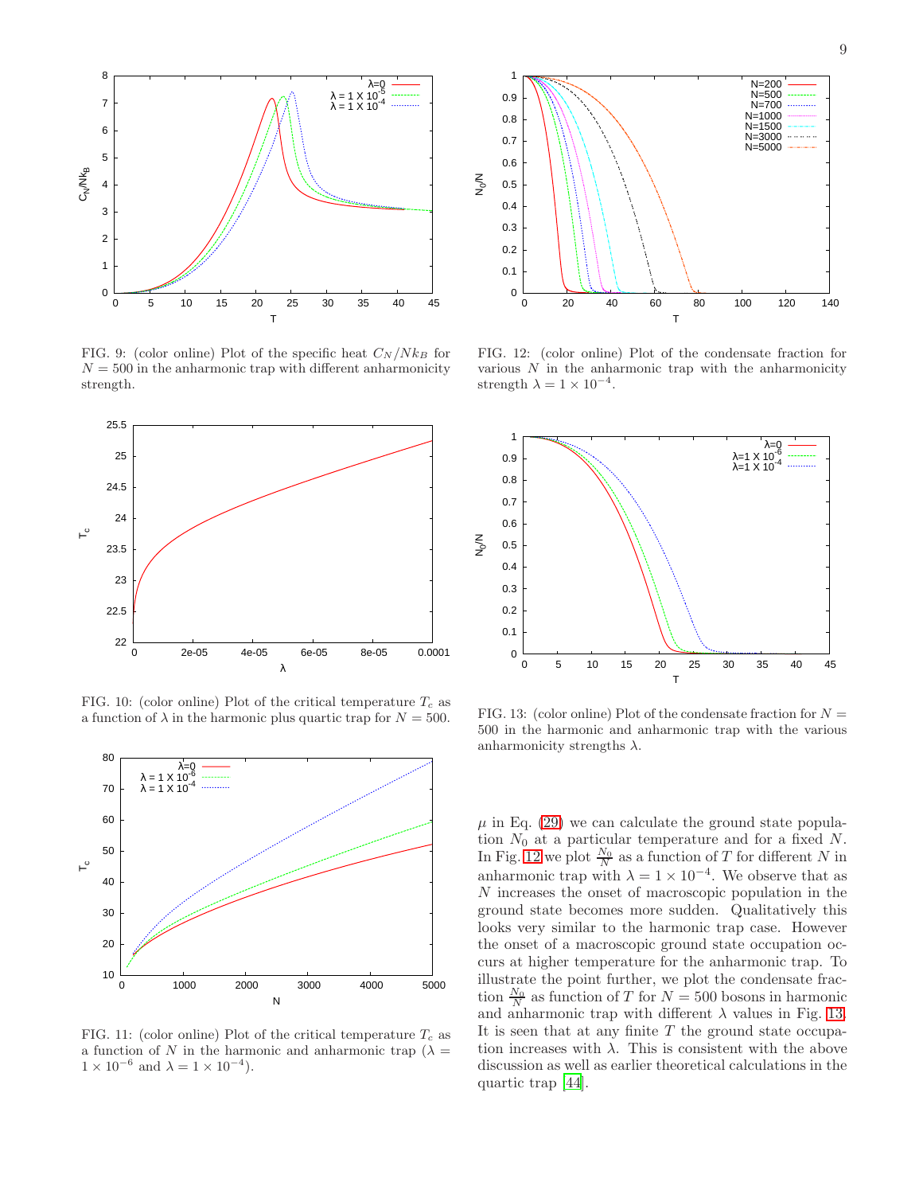FIG. 9: (color online) Plot of the specific heat $C_N/Nk_B$ for $N = 500$ in the anharmonic trap with different anharmonicity strength.

FIG. 10: (color online) Plot of the critical temperature $T_c$ as a function of $\lambda$ in the harmonic plus quartic trap for $N = 500$.

FIG. 11: (color online) Plot of the critical temperature $T_c$ as a function of $N$ in the harmonic and anharmonic trap ($\lambda = 1 \times 10^{-6}$ and $\lambda = 1 \times 10^{-4}$).

FIG. 12: (color online) Plot of the condensate fraction for various $N$ in the anharmonic trap with the anharmonicity strength $\lambda = 1 \times 10^{-4}$.

FIG. 13: (color online) Plot of the condensate fraction for $N = 500$ in the harmonic and anharmonic trap with the various anharmonicity strengths $\lambda$.

$\mu$ in Eq. (29) we can calculate the ground state population $N_0$ at a particular temperature and for a fixed $N$. In Fig. 12 we plot $\frac{N_0}{N}$ as a function of $T$ for different $N$ in anharmonic trap with $\lambda = 1 \times 10^{-4}$. We observe that as $N$ increases the onset of macroscopic population in the ground state becomes more sudden. Qualitatively this looks very similar to the harmonic trap case. However the onset of a macroscopic ground state occupation occurs at higher temperature for the anharmonic trap. To illustrate the point further, we plot the condensate fraction $\frac{N_0}{N}$ as function of $T$ for $N = 500$ bosons in harmonic and anharmonic trap with different $\lambda$ values in Fig. 13. It is seen that at any finite $T$ the ground state occupation increases with $\lambda$. This is consistent with the above discussion as well as earlier theoretical calculations in the quartic trap [44].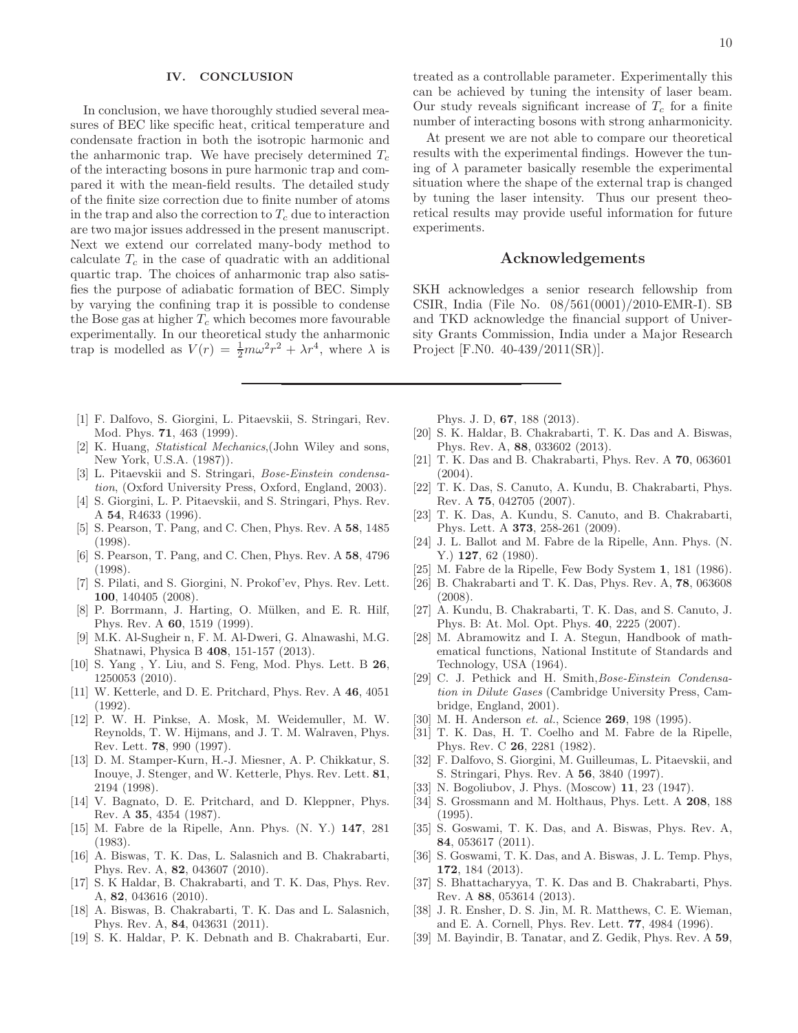## IV. CONCLUSION

In conclusion, we have thoroughly studied several measures of BEC like specific heat, critical temperature and condensate fraction in both the isotropic harmonic and the anharmonic trap. We have precisely determined $T_c$ of the interacting bosons in pure harmonic trap and compared it with the mean-field results. The detailed study of the finite size correction due to finite number of atoms in the trap and also the correction to $T_c$ due to interaction are two major issues addressed in the present manuscript. Next we extend our correlated many-body method to calculate $T_c$ in the case of quadratic with an additional quartic trap. The choices of anharmonic trap also satisfies the purpose of adiabatic formation of BEC. Simply by varying the confining trap it is possible to condense the Bose gas at higher $T_c$ which becomes more favourable experimentally. In our theoretical study the anharmonic trap is modelled as $V(r) = \frac{1}{2}m\omega^2 r^2 + \lambda r^4$, where $\lambda$ is treated as a controllable parameter. Experimentally this can be achieved by tuning the intensity of laser beam. Our study reveals significant increase of $T_c$ for a finite number of interacting bosons with strong anharmonicity.

At present we are not able to compare our theoretical results with the experimental findings. However the tuning of $\lambda$ parameter basically resemble the experimental situation where the shape of the external trap is changed by tuning the laser intensity. Thus our present theoretical results may provide useful information for future experiments.

## Acknowledgements

SKH acknowledges a senior research fellowship from CSIR, India (File No. 08/561(0001)/2010-EMR-I). SB and TKD acknowledge the financial support of University Grants Commission, India under a Major Research Project [F.N0. 40-439/2011(SR)].

---

[1] F. Dalfovo, S. Giorgini, L. Pitaevskii, S. Stringari, Rev. Mod. Phys. **71**, 463 (1999).

[2] K. Huang, *Statistical Mechanics*,(John Wiley and sons, New York, U.S.A. (1987)).

[3] L. Pitaevskii and S. Stringari, *Bose-Einstein condensation*, (Oxford University Press, Oxford, England, 2003).

[4] S. Giorgini, L. P. Pitaevskii, and S. Stringari, Phys. Rev. A **54**, R4633 (1996).

[5] S. Pearson, T. Pang, and C. Chen, Phys. Rev. A **58**, 1485 (1998).

[6] S. Pearson, T. Pang, and C. Chen, Phys. Rev. A **58**, 4796 (1998).

[7] S. Pilati, and S. Giorgini, N. Prokof'ev, Phys. Rev. Lett. **100**, 140405 (2008).

[8] P. Borrmann, J. Harting, O. Mülken, and E. R. Hilf, Phys. Rev. A **60**, 1519 (1999).

[9] M.K. Al-Sugheir n, F. M. Al-Dweri, G. Alnawashi, M.G. Shatnawi, Physica B **408**, 151-157 (2013).

[10] S. Yang , Y. Liu, and S. Feng, Mod. Phys. Lett. B **26**, 1250053 (2010).

[11] W. Ketterle, and D. E. Pritchard, Phys. Rev. A **46**, 4051 (1992).

[12] P. W. H. Pinkse, A. Mosk, M. Weidemuller, M. W. Reynolds, T. W. Hijmans, and J. T. M. Walraven, Phys. Rev. Lett. **78**, 990 (1997).

[13] D. M. Stamper-Kurn, H.-J. Miesner, A. P. Chikkatur, S. Inouye, J. Stenger, and W. Ketterle, Phys. Rev. Lett. **81**, 2194 (1998).

[14] V. Bagnato, D. E. Pritchard, and D. Kleppner, Phys. Rev. A **35**, 4354 (1987).

[15] M. Fabre de la Ripelle, Ann. Phys. (N. Y.) **147**, 281 (1983).

[16] A. Biswas, T. K. Das, L. Salasnich and B. Chakrabarti, Phys. Rev. A, **82**, 043607 (2010).

[17] S. K Haldar, B. Chakrabarti, and T. K. Das, Phys. Rev. A, **82**, 043616 (2010).

[18] A. Biswas, B. Chakrabarti, T. K. Das and L. Salasnich, Phys. Rev. A, **84**, 043631 (2011).

[19] S. K. Haldar, P. K. Debnath and B. Chakrabarti, Eur. Phys. J. D, **67**, 188 (2013).

[20] S. K. Haldar, B. Chakrabarti, T. K. Das and A. Biswas, Phys. Rev. A, **88**, 033602 (2013).

[21] T. K. Das and B. Chakrabarti, Phys. Rev. A **70**, 063601 (2004).

[22] T. K. Das, S. Canuto, A. Kundu, B. Chakrabarti, Phys. Rev. A **75**, 042705 (2007).

[23] T. K. Das, A. Kundu, S. Canuto, and B. Chakrabarti, Phys. Lett. A **373**, 258-261 (2009).

[24] J. L. Ballot and M. Fabre de la Ripelle, Ann. Phys. (N. Y.) **127**, 62 (1980).

[25] M. Fabre de la Ripelle, Few Body System **1**, 181 (1986).

[26] B. Chakrabarti and T. K. Das, Phys. Rev. A, **78**, 063608 (2008).

[27] A. Kundu, B. Chakrabarti, T. K. Das, and S. Canuto, J. Phys. B: At. Mol. Opt. Phys. **40**, 2225 (2007).

[28] M. Abramowitz and I. A. Stegun, Handbook of mathematical functions, National Institute of Standards and Technology, USA (1964).

[29] C. J. Pethick and H. Smith,*Bose-Einstein Condensation in Dilute Gases* (Cambridge University Press, Cambridge, England, 2001).

[30] M. H. Anderson *et. al.*, Science **269**, 198 (1995).

[31] T. K. Das, H. T. Coelho and M. Fabre de la Ripelle, Phys. Rev. C **26**, 2281 (1982).

[32] F. Dalfovo, S. Giorgini, M. Guilleumas, L. Pitaevskii, and S. Stringari, Phys. Rev. A **56**, 3840 (1997).

[33] N. Bogoliubov, J. Phys. (Moscow) **11**, 23 (1947).

[34] S. Grossmann and M. Holthaus, Phys. Lett. A **208**, 188 (1995).

[35] S. Goswami, T. K. Das, and A. Biswas, Phys. Rev. A, **84**, 053617 (2011).

[36] S. Goswami, T. K. Das, and A. Biswas, J. L. Temp. Phys, **172**, 184 (2013).

[37] S. Bhattacharyya, T. K. Das and B. Chakrabarti, Phys. Rev. A **88**, 053614 (2013).

[38] J. R. Ensher, D. S. Jin, M. R. Matthews, C. E. Wieman, and E. A. Cornell, Phys. Rev. Lett. **77**, 4984 (1996).

[39] M. Bayindir, B. Tanatar, and Z. Gedik, Phys. Rev. A **59**,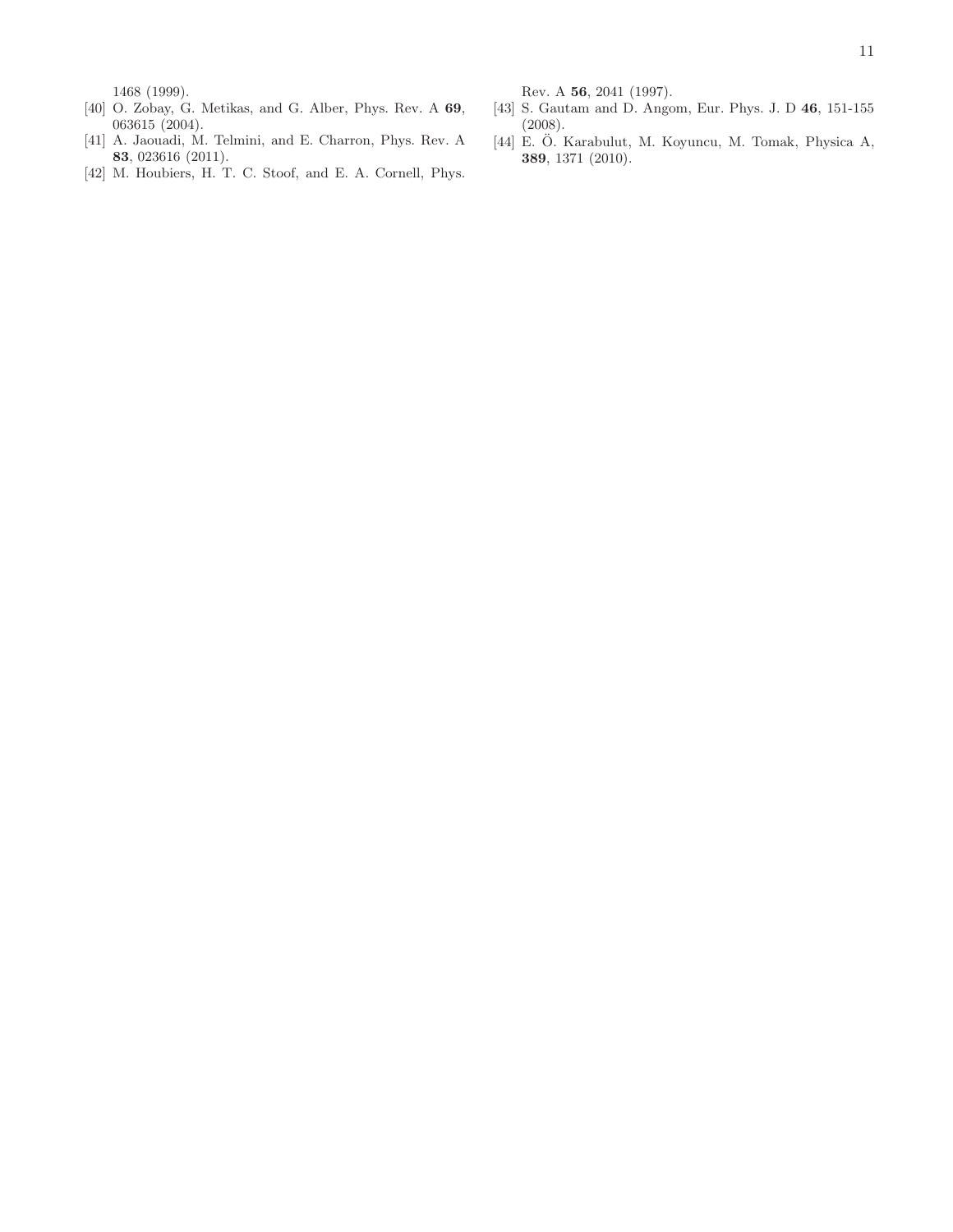1468 (1999).

[40] O. Zobay, G. Metikas, and G. Alber, Phys. Rev. A **69**, 063615 (2004).

[41] A. Jaouadi, M. Telmini, and E. Charron, Phys. Rev. A **83**, 023616 (2011).

[42] M. Houbiers, H. T. C. Stoof, and E. A. Cornell, Phys. Rev. A **56**, 2041 (1997).

[43] S. Gautam and D. Angom, Eur. Phys. J. D **46**, 151-155 (2008).

[44] E. Ö. Karabulut, M. Koyuncu, M. Tomak, Physica A, **389**, 1371 (2010).